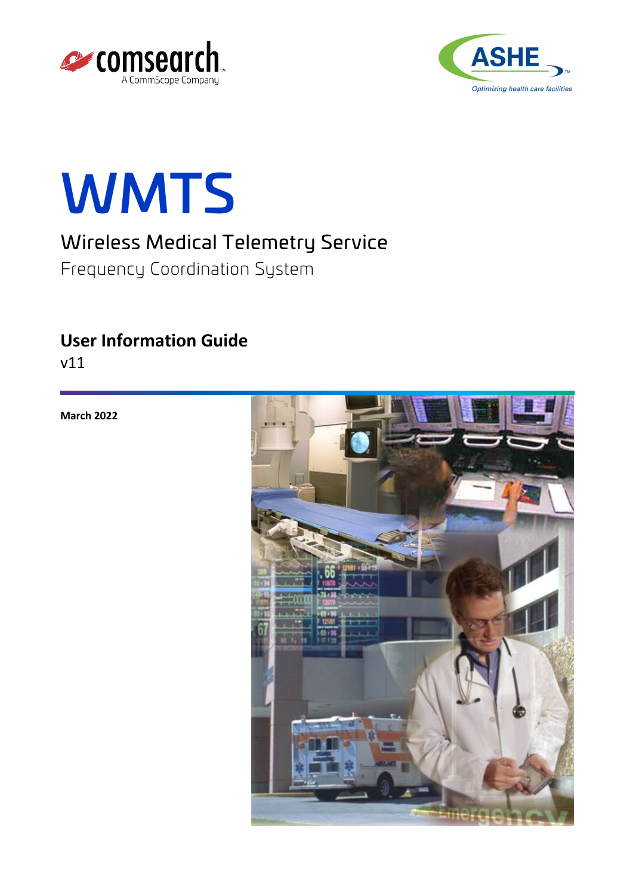comsearch
A CommScope Company

ASHE
Optimizing health care facilities

# WMTS

## Wireless Medical Telemetry Service

Frequency Coordination System

### User Information Guide

v11

**March 2022**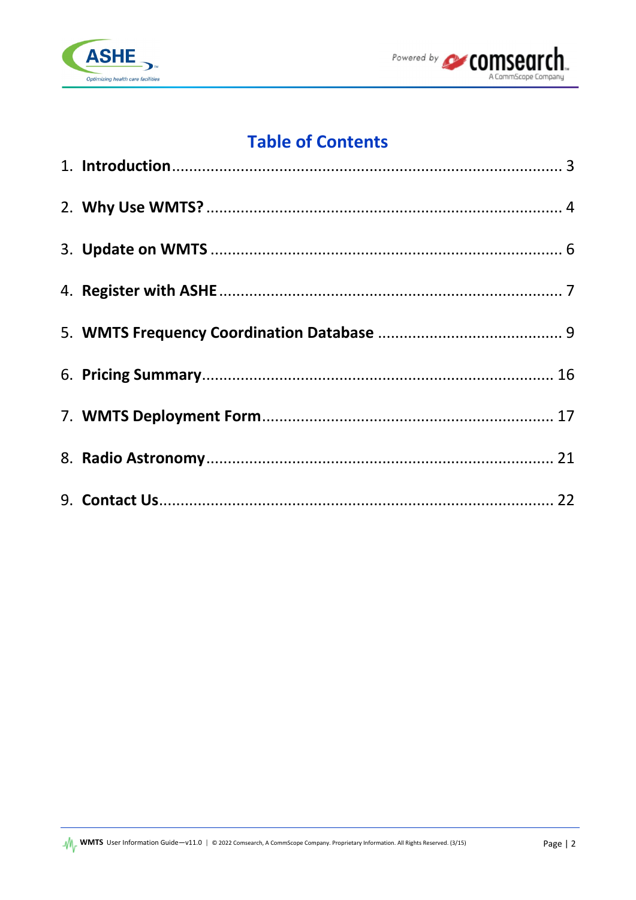# Table of Contents

1. **Introduction** .......... 3
2. **Why Use WMTS?** .......... 4
3. **Update on WMTS** .......... 6
4. **Register with ASHE** .......... 7
5. **WMTS Frequency Coordination Database** .......... 9
6. **Pricing Summary** .......... 16
7. **WMTS Deployment Form** .......... 17
8. **Radio Astronomy** .......... 21
9. **Contact Us** .......... 22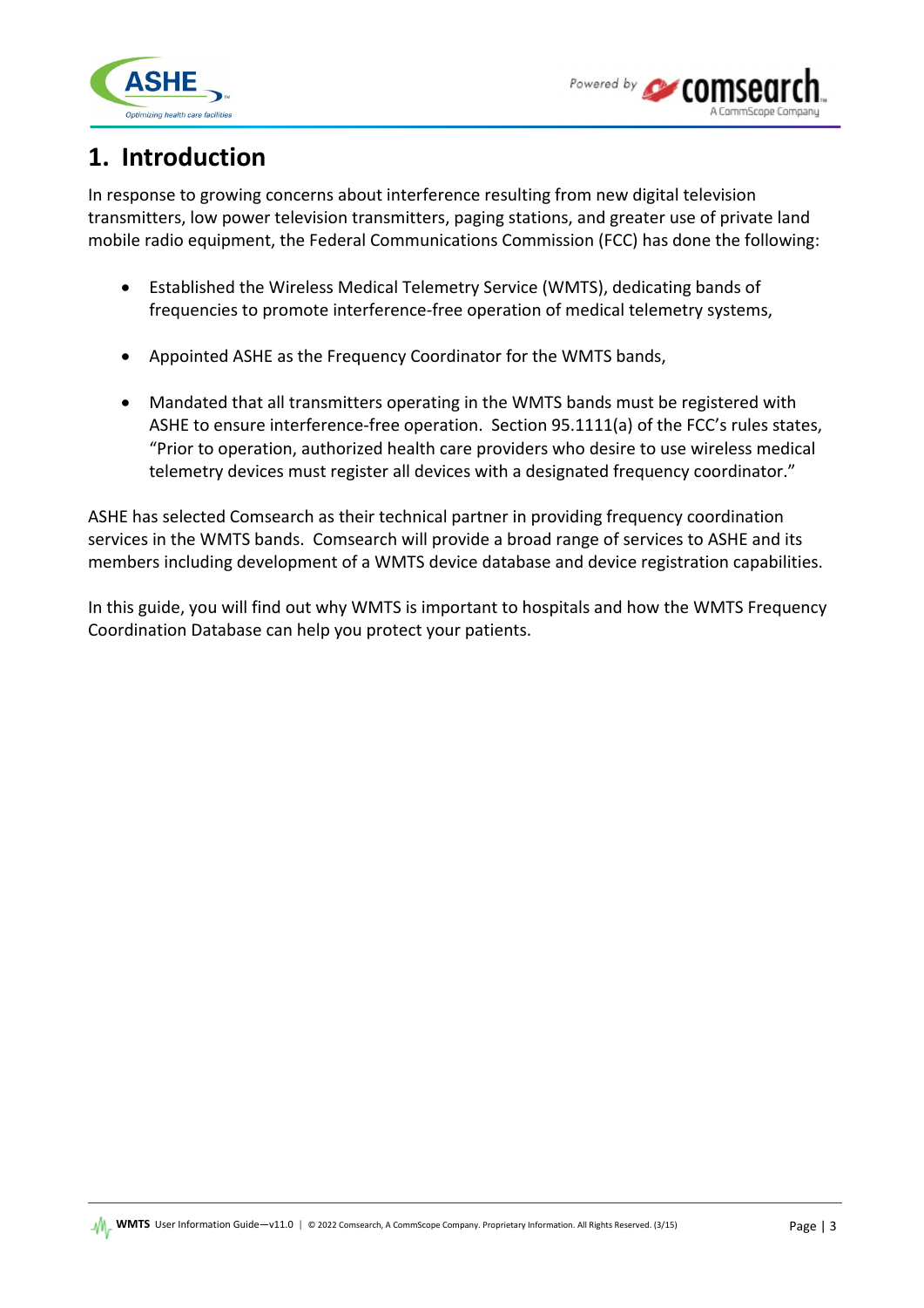# 1. Introduction

In response to growing concerns about interference resulting from new digital television transmitters, low power television transmitters, paging stations, and greater use of private land mobile radio equipment, the Federal Communications Commission (FCC) has done the following:

- Established the Wireless Medical Telemetry Service (WMTS), dedicating bands of frequencies to promote interference-free operation of medical telemetry systems,
- Appointed ASHE as the Frequency Coordinator for the WMTS bands,
- Mandated that all transmitters operating in the WMTS bands must be registered with ASHE to ensure interference-free operation. Section 95.1111(a) of the FCC's rules states, "Prior to operation, authorized health care providers who desire to use wireless medical telemetry devices must register all devices with a designated frequency coordinator."

ASHE has selected Comsearch as their technical partner in providing frequency coordination services in the WMTS bands. Comsearch will provide a broad range of services to ASHE and its members including development of a WMTS device database and device registration capabilities.

In this guide, you will find out why WMTS is important to hospitals and how the WMTS Frequency Coordination Database can help you protect your patients.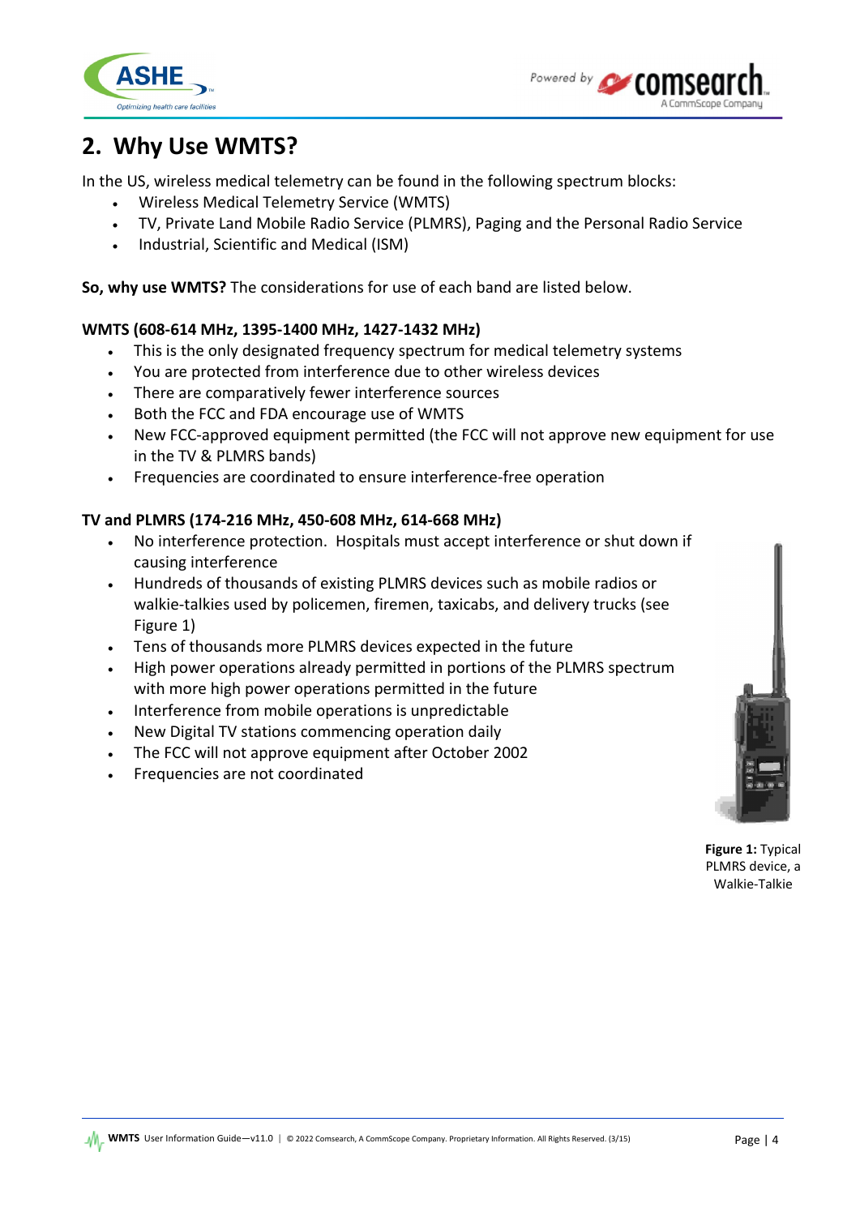## 2. Why Use WMTS?

In the US, wireless medical telemetry can be found in the following spectrum blocks:

- Wireless Medical Telemetry Service (WMTS)
- TV, Private Land Mobile Radio Service (PLMRS), Paging and the Personal Radio Service
- Industrial, Scientific and Medical (ISM)

**So, why use WMTS?** The considerations for use of each band are listed below.

**WMTS (608-614 MHz, 1395-1400 MHz, 1427-1432 MHz)**

- This is the only designated frequency spectrum for medical telemetry systems
- You are protected from interference due to other wireless devices
- There are comparatively fewer interference sources
- Both the FCC and FDA encourage use of WMTS
- New FCC-approved equipment permitted (the FCC will not approve new equipment for use in the TV & PLMRS bands)
- Frequencies are coordinated to ensure interference-free operation

**TV and PLMRS (174-216 MHz, 450-608 MHz, 614-668 MHz)**

- No interference protection. Hospitals must accept interference or shut down if causing interference
- Hundreds of thousands of existing PLMRS devices such as mobile radios or walkie-talkies used by policemen, firemen, taxicabs, and delivery trucks (see Figure 1)
- Tens of thousands more PLMRS devices expected in the future
- High power operations already permitted in portions of the PLMRS spectrum with more high power operations permitted in the future
- Interference from mobile operations is unpredictable
- New Digital TV stations commencing operation daily
- The FCC will not approve equipment after October 2002
- Frequencies are not coordinated

**Figure 1:** Typical PLMRS device, a Walkie-Talkie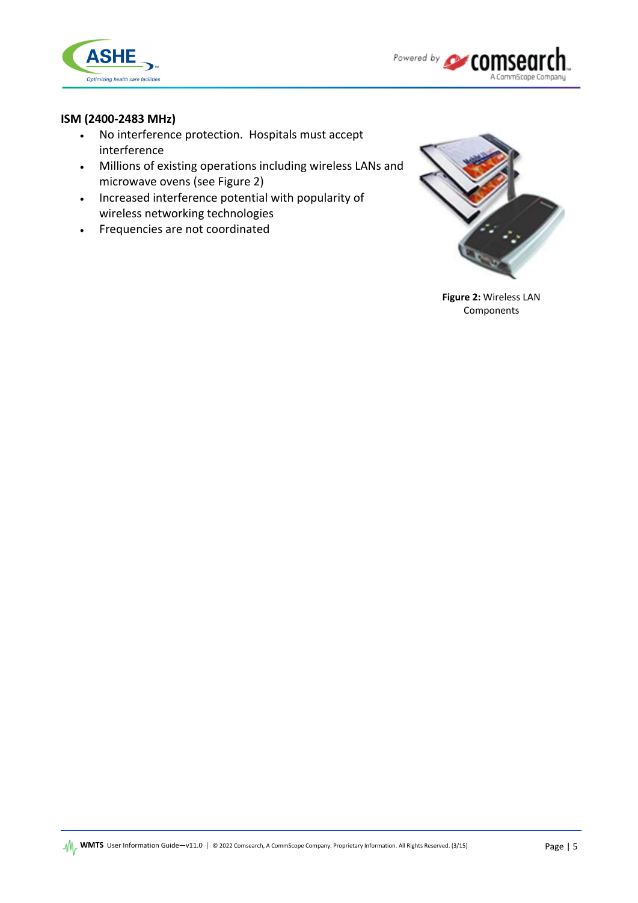### ISM (2400-2483 MHz)

- No interference protection. Hospitals must accept interference
- Millions of existing operations including wireless LANs and microwave ovens (see Figure 2)
- Increased interference potential with popularity of wireless networking technologies
- Frequencies are not coordinated

**Figure 2:** Wireless LAN Components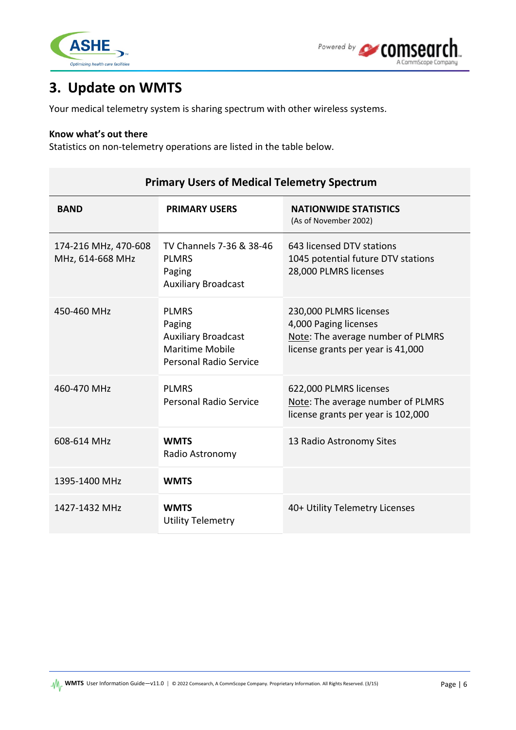## 3. Update on WMTS

Your medical telemetry system is sharing spectrum with other wireless systems.

**Know what's out there**

Statistics on non-telemetry operations are listed in the table below.

**Primary Users of Medical Telemetry Spectrum**

| BAND | PRIMARY USERS | NATIONWIDE STATISTICS (As of November 2002) |
|---|---|---|
| 174-216 MHz, 470-608 MHz, 614-668 MHz | TV Channels 7-36 & 38-46<br>PLMRS<br>Paging<br>Auxiliary Broadcast | 643 licensed DTV stations<br>1045 potential future DTV stations<br>28,000 PLMRS licenses |
| 450-460 MHz | PLMRS<br>Paging<br>Auxiliary Broadcast<br>Maritime Mobile<br>Personal Radio Service | 230,000 PLMRS licenses<br>4,000 Paging licenses<br>Note: The average number of PLMRS license grants per year is 41,000 |
| 460-470 MHz | PLMRS<br>Personal Radio Service | 622,000 PLMRS licenses<br>Note: The average number of PLMRS license grants per year is 102,000 |
| 608-614 MHz | **WMTS**<br>Radio Astronomy | 13 Radio Astronomy Sites |
| 1395-1400 MHz | **WMTS** | |
| 1427-1432 MHz | **WMTS**<br>Utility Telemetry | 40+ Utility Telemetry Licenses |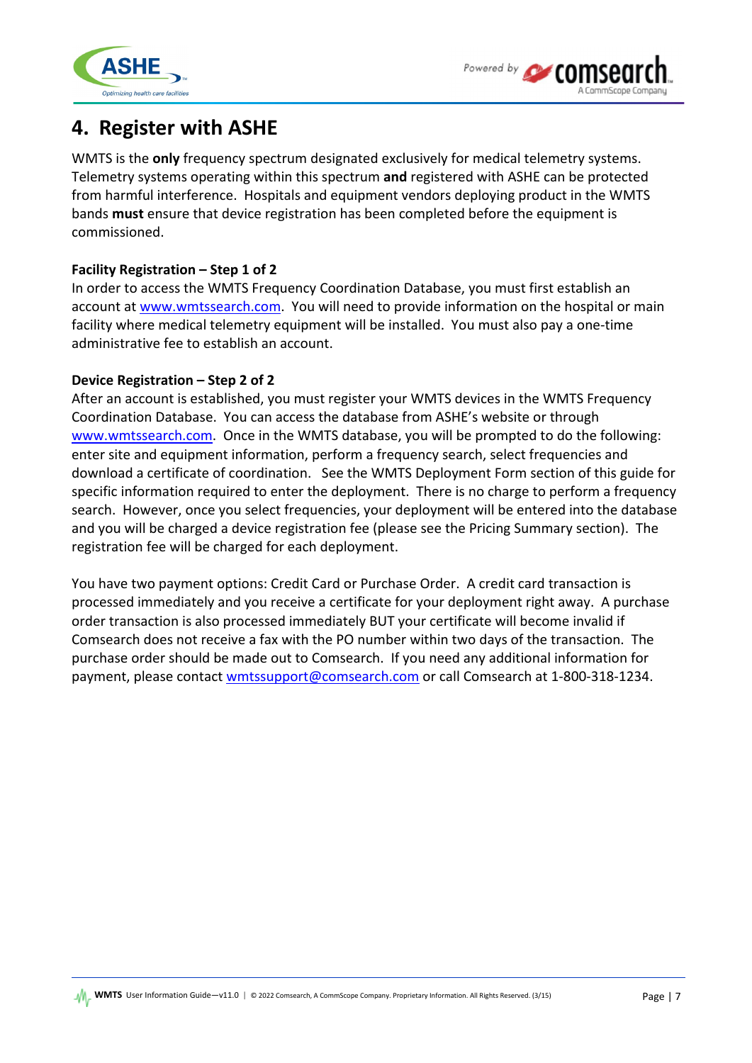# 4. Register with ASHE

WMTS is the **only** frequency spectrum designated exclusively for medical telemetry systems. Telemetry systems operating within this spectrum **and** registered with ASHE can be protected from harmful interference. Hospitals and equipment vendors deploying product in the WMTS bands **must** ensure that device registration has been completed before the equipment is commissioned.

**Facility Registration – Step 1 of 2**

In order to access the WMTS Frequency Coordination Database, you must first establish an account at [www.wmtssearch.com](http://www.wmtssearch.com). You will need to provide information on the hospital or main facility where medical telemetry equipment will be installed. You must also pay a one-time administrative fee to establish an account.

**Device Registration – Step 2 of 2**

After an account is established, you must register your WMTS devices in the WMTS Frequency Coordination Database. You can access the database from ASHE's website or through [www.wmtssearch.com](http://www.wmtssearch.com). Once in the WMTS database, you will be prompted to do the following: enter site and equipment information, perform a frequency search, select frequencies and download a certificate of coordination. See the WMTS Deployment Form section of this guide for specific information required to enter the deployment. There is no charge to perform a frequency search. However, once you select frequencies, your deployment will be entered into the database and you will be charged a device registration fee (please see the Pricing Summary section). The registration fee will be charged for each deployment.

You have two payment options: Credit Card or Purchase Order. A credit card transaction is processed immediately and you receive a certificate for your deployment right away. A purchase order transaction is also processed immediately BUT your certificate will become invalid if Comsearch does not receive a fax with the PO number within two days of the transaction. The purchase order should be made out to Comsearch. If you need any additional information for payment, please contact [wmtssupport@comsearch.com](mailto:wmtssupport@comsearch.com) or call Comsearch at 1-800-318-1234.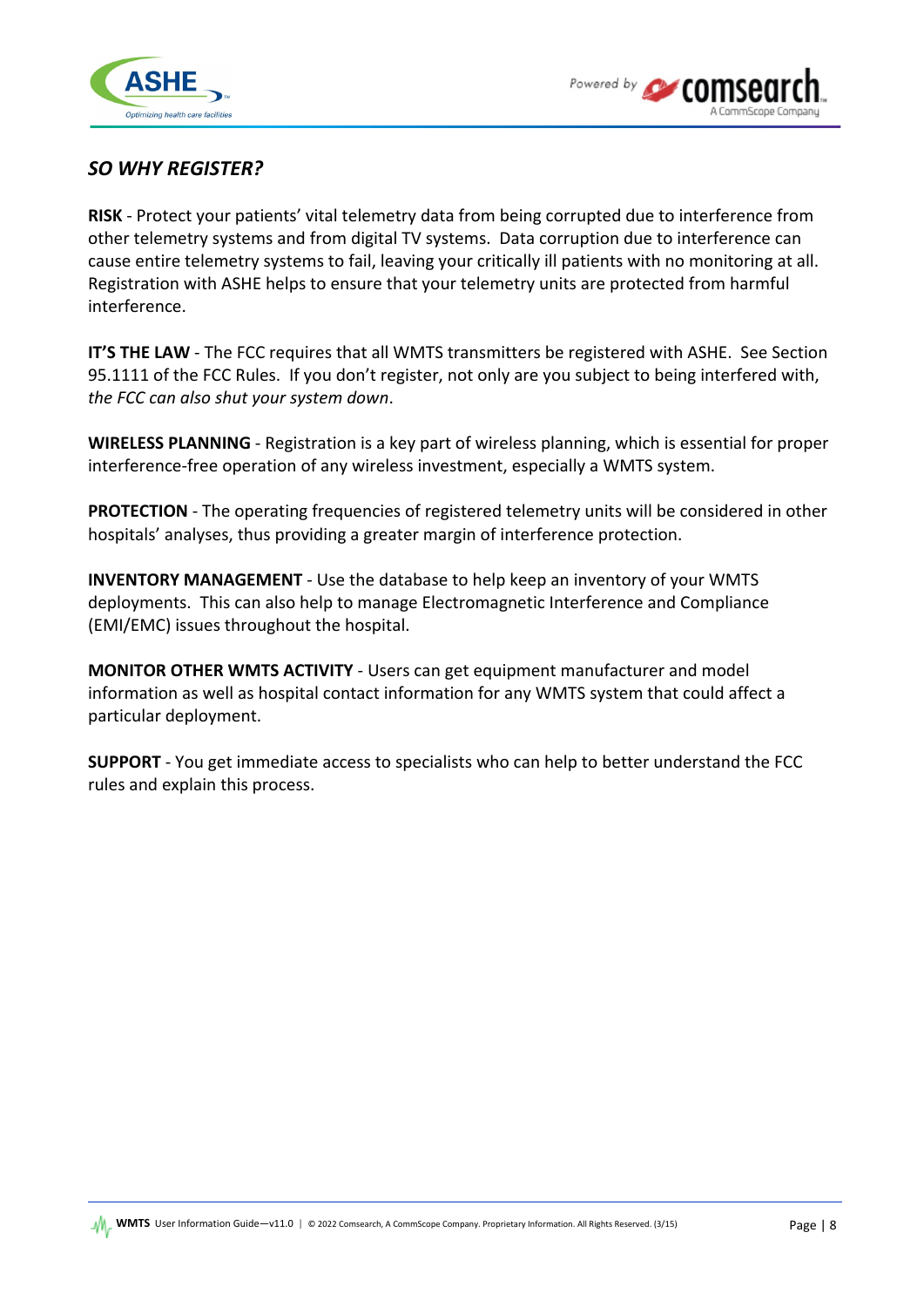## *SO WHY REGISTER?*

**RISK** - Protect your patients' vital telemetry data from being corrupted due to interference from other telemetry systems and from digital TV systems. Data corruption due to interference can cause entire telemetry systems to fail, leaving your critically ill patients with no monitoring at all. Registration with ASHE helps to ensure that your telemetry units are protected from harmful interference.

**IT'S THE LAW** - The FCC requires that all WMTS transmitters be registered with ASHE. See Section 95.1111 of the FCC Rules. If you don't register, not only are you subject to being interfered with, *the FCC can also shut your system down*.

**WIRELESS PLANNING** - Registration is a key part of wireless planning, which is essential for proper interference-free operation of any wireless investment, especially a WMTS system.

**PROTECTION** - The operating frequencies of registered telemetry units will be considered in other hospitals' analyses, thus providing a greater margin of interference protection.

**INVENTORY MANAGEMENT** - Use the database to help keep an inventory of your WMTS deployments. This can also help to manage Electromagnetic Interference and Compliance (EMI/EMC) issues throughout the hospital.

**MONITOR OTHER WMTS ACTIVITY** - Users can get equipment manufacturer and model information as well as hospital contact information for any WMTS system that could affect a particular deployment.

**SUPPORT** - You get immediate access to specialists who can help to better understand the FCC rules and explain this process.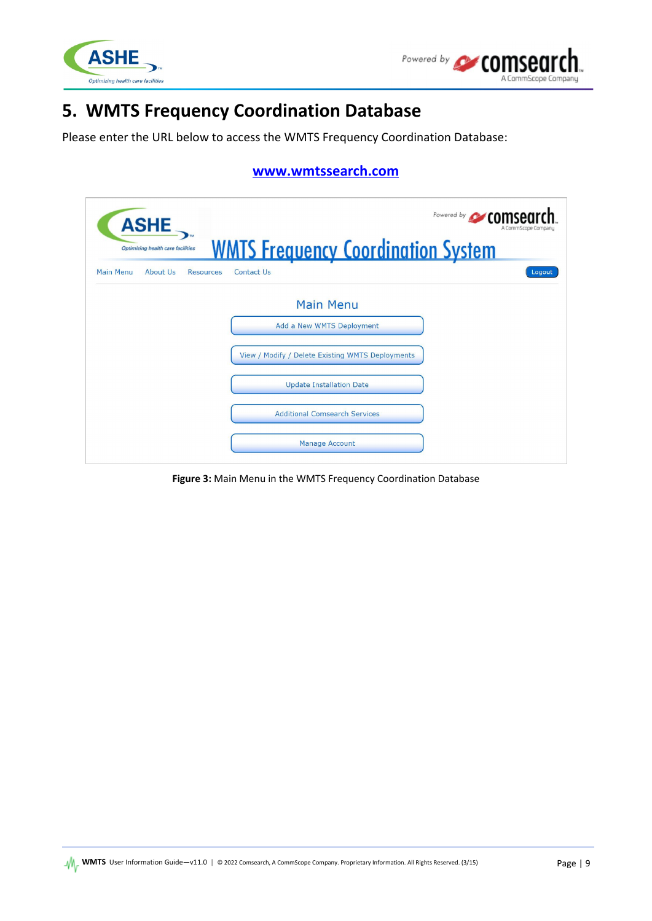# 5. WMTS Frequency Coordination Database

Please enter the URL below to access the WMTS Frequency Coordination Database:

**www.wmtssearch.com**

**Figure 3:** Main Menu in the WMTS Frequency Coordination Database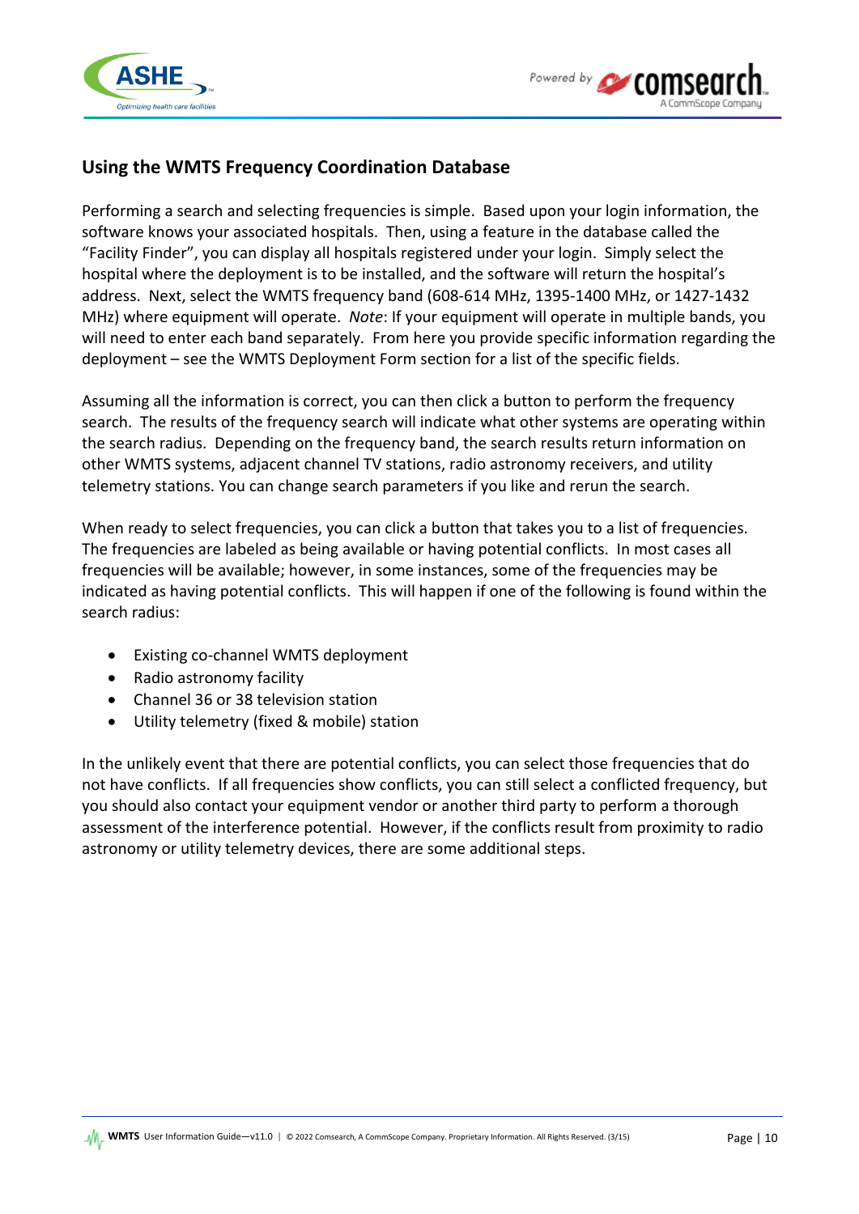## Using the WMTS Frequency Coordination Database

Performing a search and selecting frequencies is simple. Based upon your login information, the software knows your associated hospitals. Then, using a feature in the database called the "Facility Finder", you can display all hospitals registered under your login. Simply select the hospital where the deployment is to be installed, and the software will return the hospital's address. Next, select the WMTS frequency band (608-614 MHz, 1395-1400 MHz, or 1427-1432 MHz) where equipment will operate. *Note*: If your equipment will operate in multiple bands, you will need to enter each band separately. From here you provide specific information regarding the deployment – see the WMTS Deployment Form section for a list of the specific fields.

Assuming all the information is correct, you can then click a button to perform the frequency search. The results of the frequency search will indicate what other systems are operating within the search radius. Depending on the frequency band, the search results return information on other WMTS systems, adjacent channel TV stations, radio astronomy receivers, and utility telemetry stations. You can change search parameters if you like and rerun the search.

When ready to select frequencies, you can click a button that takes you to a list of frequencies. The frequencies are labeled as being available or having potential conflicts. In most cases all frequencies will be available; however, in some instances, some of the frequencies may be indicated as having potential conflicts. This will happen if one of the following is found within the search radius:

- Existing co-channel WMTS deployment
- Radio astronomy facility
- Channel 36 or 38 television station
- Utility telemetry (fixed & mobile) station

In the unlikely event that there are potential conflicts, you can select those frequencies that do not have conflicts. If all frequencies show conflicts, you can still select a conflicted frequency, but you should also contact your equipment vendor or another third party to perform a thorough assessment of the interference potential. However, if the conflicts result from proximity to radio astronomy or utility telemetry devices, there are some additional steps.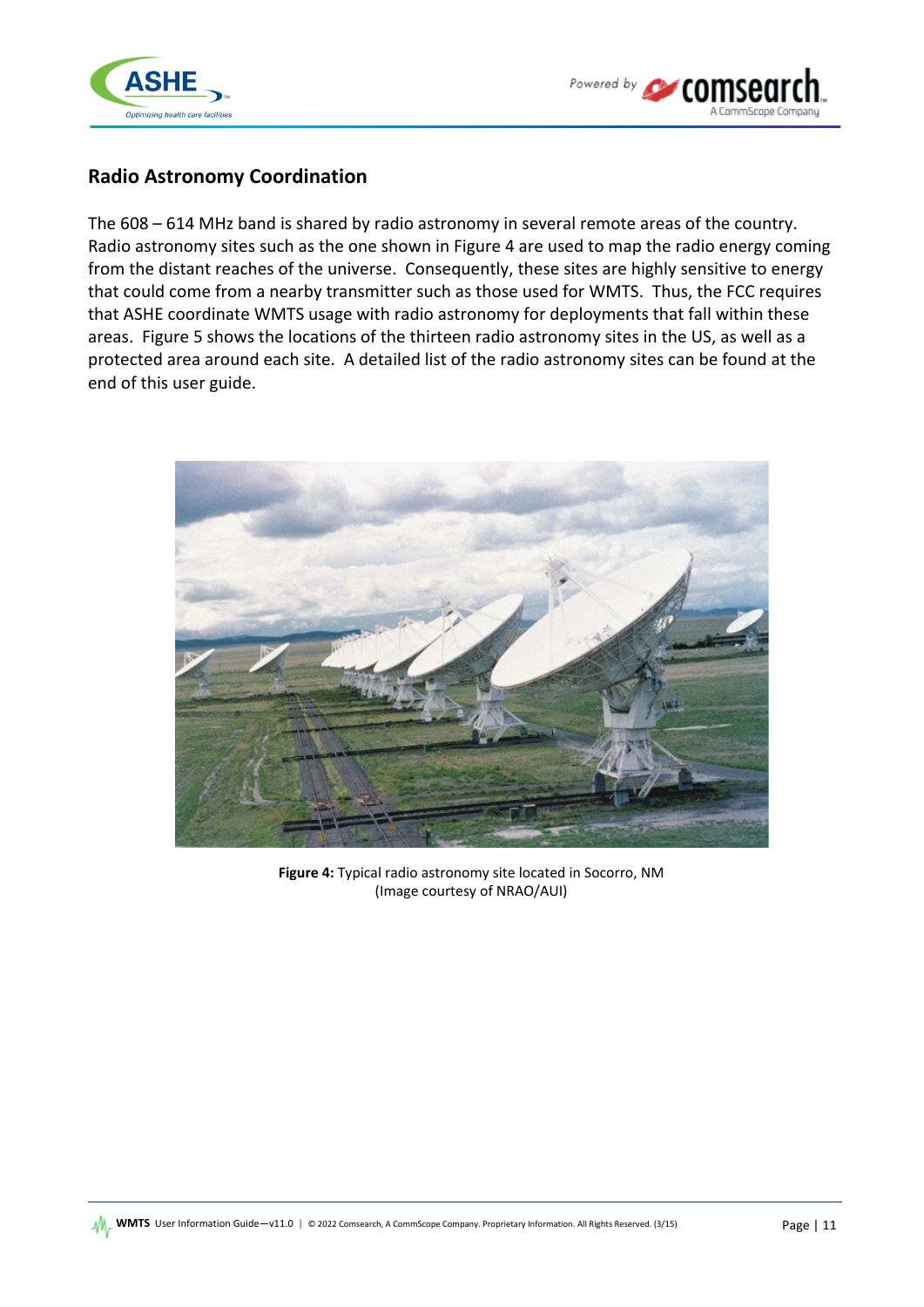## Radio Astronomy Coordination

The 608 – 614 MHz band is shared by radio astronomy in several remote areas of the country. Radio astronomy sites such as the one shown in Figure 4 are used to map the radio energy coming from the distant reaches of the universe. Consequently, these sites are highly sensitive to energy that could come from a nearby transmitter such as those used for WMTS. Thus, the FCC requires that ASHE coordinate WMTS usage with radio astronomy for deployments that fall within these areas. Figure 5 shows the locations of the thirteen radio astronomy sites in the US, as well as a protected area around each site. A detailed list of the radio astronomy sites can be found at the end of this user guide.

**Figure 4:** Typical radio astronomy site located in Socorro, NM
(Image courtesy of NRAO/AUI)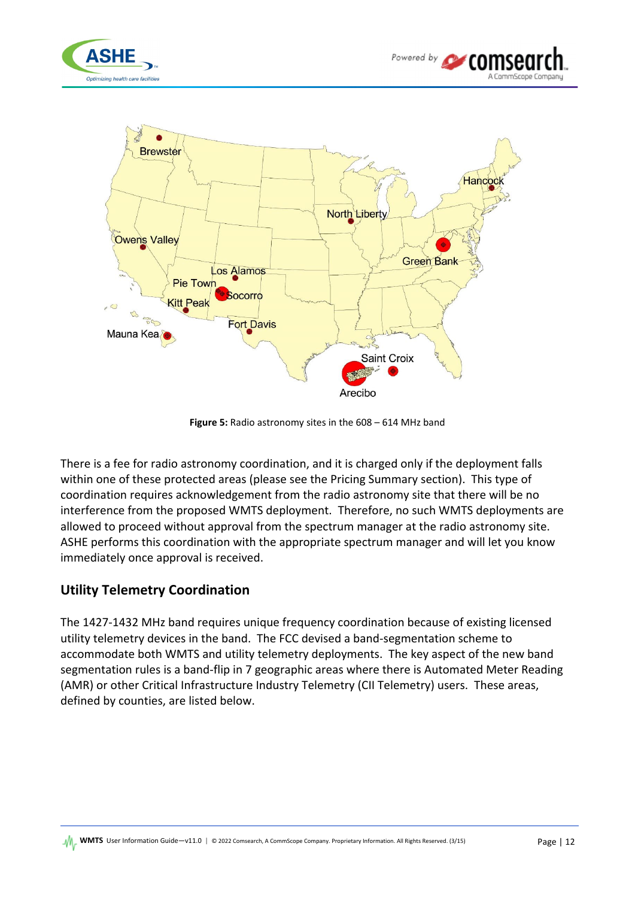**Figure 5:** Radio astronomy sites in the 608 – 614 MHz band

There is a fee for radio astronomy coordination, and it is charged only if the deployment falls within one of these protected areas (please see the Pricing Summary section). This type of coordination requires acknowledgement from the radio astronomy site that there will be no interference from the proposed WMTS deployment. Therefore, no such WMTS deployments are allowed to proceed without approval from the spectrum manager at the radio astronomy site. ASHE performs this coordination with the appropriate spectrum manager and will let you know immediately once approval is received.

## Utility Telemetry Coordination

The 1427-1432 MHz band requires unique frequency coordination because of existing licensed utility telemetry devices in the band. The FCC devised a band-segmentation scheme to accommodate both WMTS and utility telemetry deployments. The key aspect of the new band segmentation rules is a band-flip in 7 geographic areas where there is Automated Meter Reading (AMR) or other Critical Infrastructure Industry Telemetry (CII Telemetry) users. These areas, defined by counties, are listed below.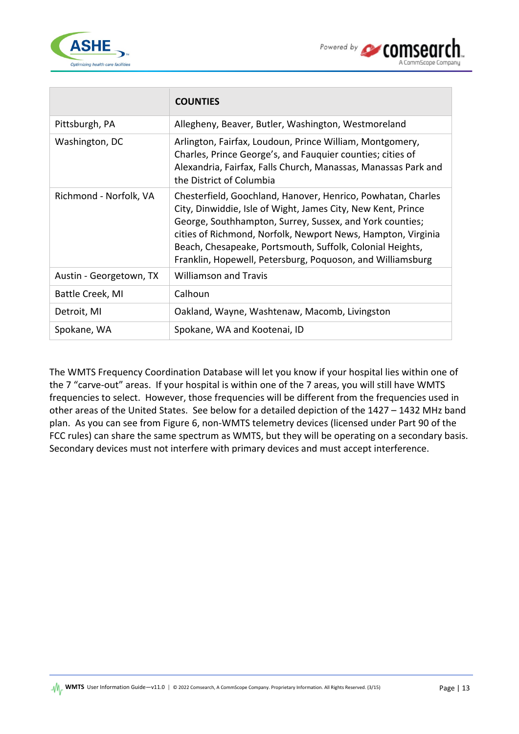| | **COUNTIES** |
|---|---|
| Pittsburgh, PA | Allegheny, Beaver, Butler, Washington, Westmoreland |
| Washington, DC | Arlington, Fairfax, Loudoun, Prince William, Montgomery, Charles, Prince George's, and Fauquier counties; cities of Alexandria, Fairfax, Falls Church, Manassas, Manassas Park and the District of Columbia |
| Richmond - Norfolk, VA | Chesterfield, Goochland, Hanover, Henrico, Powhatan, Charles City, Dinwiddie, Isle of Wight, James City, New Kent, Prince George, Southhampton, Surrey, Sussex, and York counties; cities of Richmond, Norfolk, Newport News, Hampton, Virginia Beach, Chesapeake, Portsmouth, Suffolk, Colonial Heights, Franklin, Hopewell, Petersburg, Poquoson, and Williamsburg |
| Austin - Georgetown, TX | Williamson and Travis |
| Battle Creek, MI | Calhoun |
| Detroit, MI | Oakland, Wayne, Washtenaw, Macomb, Livingston |
| Spokane, WA | Spokane, WA and Kootenai, ID |

The WMTS Frequency Coordination Database will let you know if your hospital lies within one of the 7 "carve-out" areas. If your hospital is within one of the 7 areas, you will still have WMTS frequencies to select. However, those frequencies will be different from the frequencies used in other areas of the United States. See below for a detailed depiction of the 1427 – 1432 MHz band plan. As you can see from Figure 6, non-WMTS telemetry devices (licensed under Part 90 of the FCC rules) can share the same spectrum as WMTS, but they will be operating on a secondary basis. Secondary devices must not interfere with primary devices and must accept interference.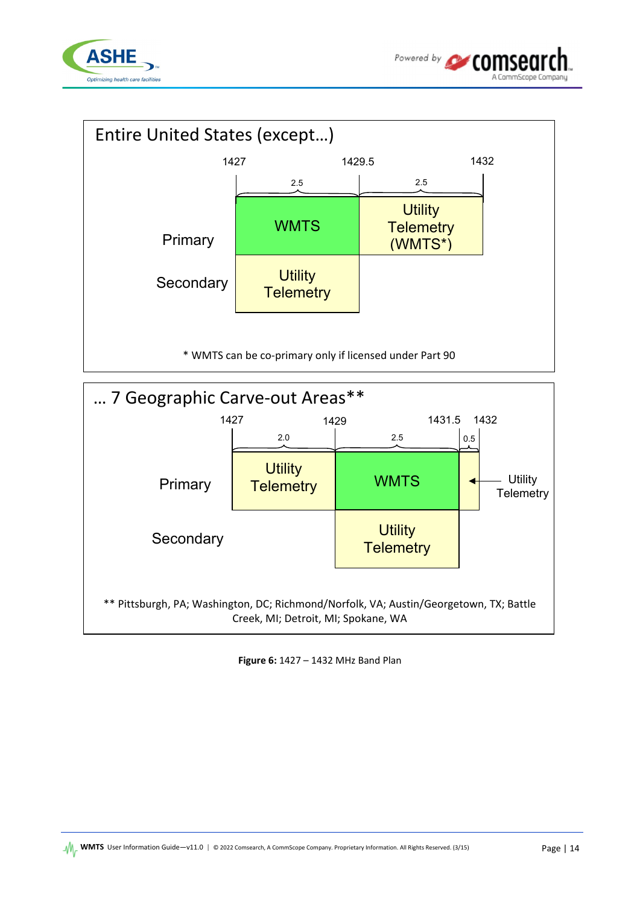## Entire United States (except…)

| | 1427 – 1429.5 (2.5) | 1429.5 – 1432 (2.5) |
|---|---|---|
| Primary | WMTS | Utility Telemetry (WMTS*) |
| Secondary | Utility Telemetry | |

\* WMTS can be co-primary only if licensed under Part 90

## … 7 Geographic Carve-out Areas**

| | 1427 – 1429 (2.0) | 1429 – 1431.5 (2.5) | 1431.5 – 1432 (0.5) |
|---|---|---|---|
| Primary | Utility Telemetry | WMTS | Utility Telemetry |
| Secondary | | Utility Telemetry | |

\*\* Pittsburgh, PA; Washington, DC; Richmond/Norfolk, VA; Austin/Georgetown, TX; Battle Creek, MI; Detroit, MI; Spokane, WA

**Figure 6:** 1427 – 1432 MHz Band Plan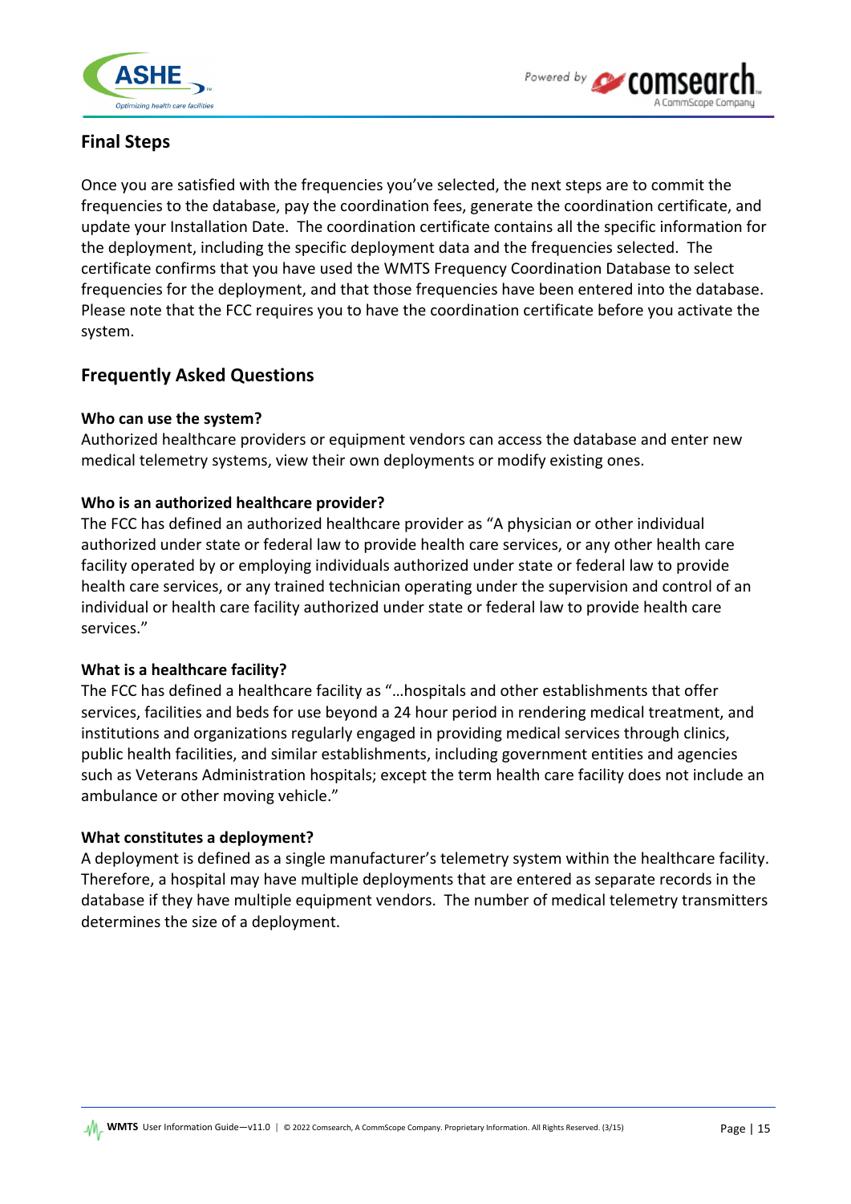## Final Steps

Once you are satisfied with the frequencies you've selected, the next steps are to commit the frequencies to the database, pay the coordination fees, generate the coordination certificate, and update your Installation Date. The coordination certificate contains all the specific information for the deployment, including the specific deployment data and the frequencies selected. The certificate confirms that you have used the WMTS Frequency Coordination Database to select frequencies for the deployment, and that those frequencies have been entered into the database. Please note that the FCC requires you to have the coordination certificate before you activate the system.

## Frequently Asked Questions

**Who can use the system?**
Authorized healthcare providers or equipment vendors can access the database and enter new medical telemetry systems, view their own deployments or modify existing ones.

**Who is an authorized healthcare provider?**
The FCC has defined an authorized healthcare provider as "A physician or other individual authorized under state or federal law to provide health care services, or any other health care facility operated by or employing individuals authorized under state or federal law to provide health care services, or any trained technician operating under the supervision and control of an individual or health care facility authorized under state or federal law to provide health care services."

**What is a healthcare facility?**
The FCC has defined a healthcare facility as "…hospitals and other establishments that offer services, facilities and beds for use beyond a 24 hour period in rendering medical treatment, and institutions and organizations regularly engaged in providing medical services through clinics, public health facilities, and similar establishments, including government entities and agencies such as Veterans Administration hospitals; except the term health care facility does not include an ambulance or other moving vehicle."

**What constitutes a deployment?**
A deployment is defined as a single manufacturer's telemetry system within the healthcare facility. Therefore, a hospital may have multiple deployments that are entered as separate records in the database if they have multiple equipment vendors. The number of medical telemetry transmitters determines the size of a deployment.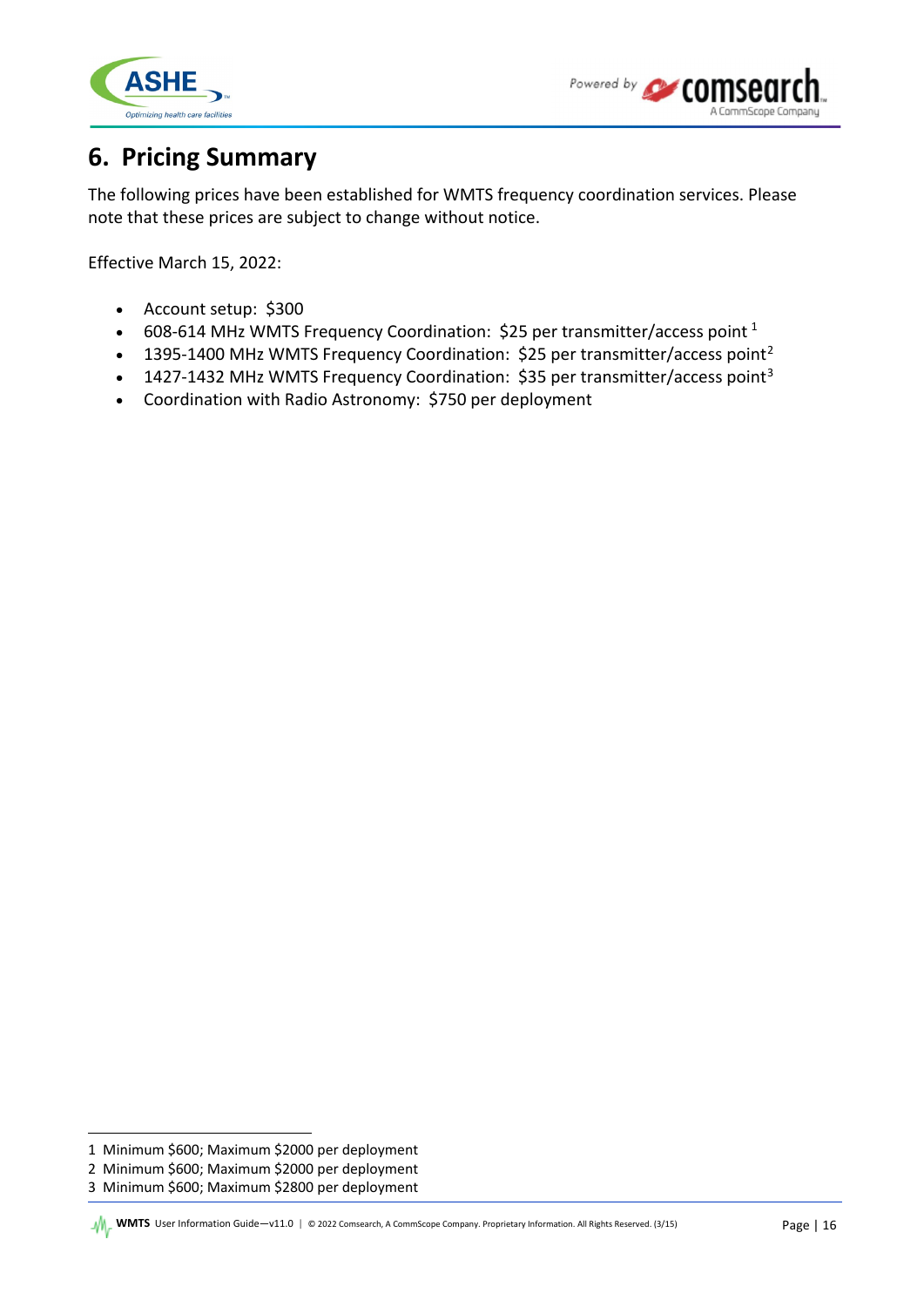# 6. Pricing Summary

The following prices have been established for WMTS frequency coordination services. Please note that these prices are subject to change without notice.

Effective March 15, 2022:

- Account setup: $300
- 608-614 MHz WMTS Frequency Coordination: $25 per transmitter/access point [1]
- 1395-1400 MHz WMTS Frequency Coordination: $25 per transmitter/access point[2]
- 1427-1432 MHz WMTS Frequency Coordination: $35 per transmitter/access point[3]
- Coordination with Radio Astronomy: $750 per deployment

1 Minimum $600; Maximum $2000 per deployment
2 Minimum $600; Maximum $2000 per deployment
3 Minimum $600; Maximum $2800 per deployment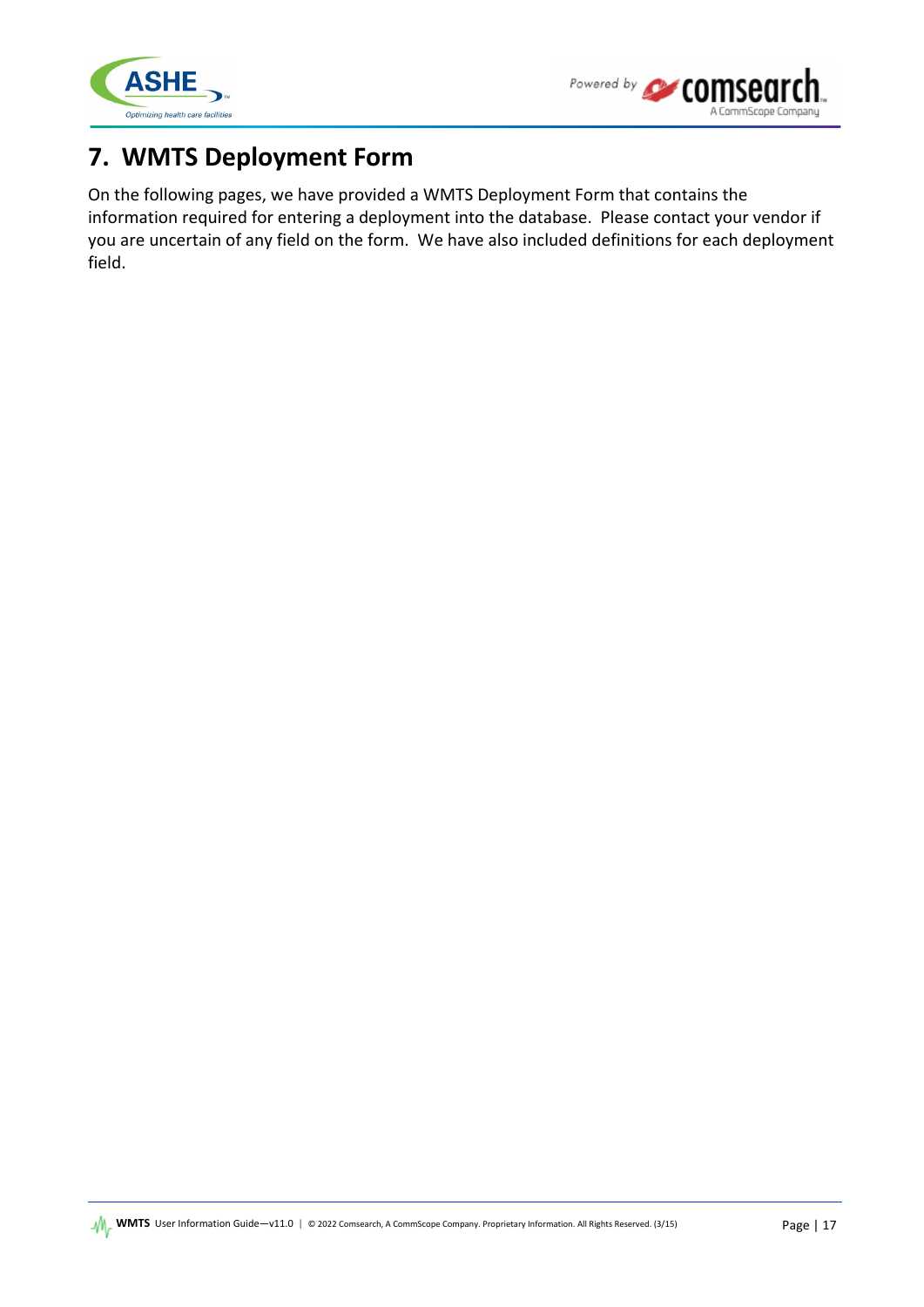# 7. WMTS Deployment Form

On the following pages, we have provided a WMTS Deployment Form that contains the information required for entering a deployment into the database. Please contact your vendor if you are uncertain of any field on the form. We have also included definitions for each deployment field.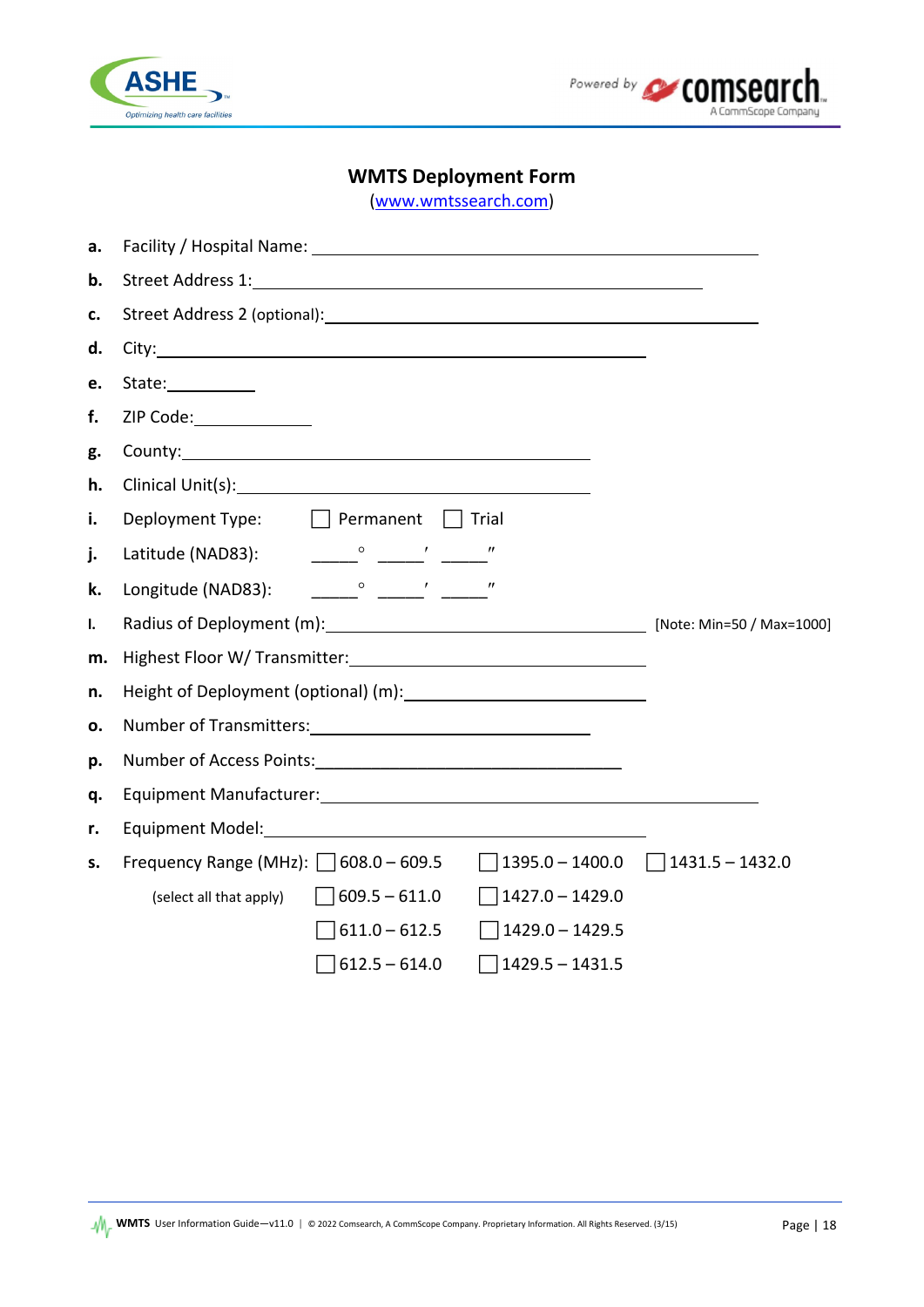# WMTS Deployment Form

(www.wmtssearch.com)

**a.** Facility / Hospital Name: ______________________________

**b.** Street Address 1: ______________________________

**c.** Street Address 2 (optional): ______________________________

**d.** City: ______________________________

**e.** State: __________

**f.** ZIP Code: __________

**g.** County: ______________________________

**h.** Clinical Unit(s): ______________________________

**i.** Deployment Type: ☐ Permanent ☐ Trial

**j.** Latitude (NAD83): _____° _____′ _____″

**k.** Longitude (NAD83): _____° _____′ _____″

**l.** Radius of Deployment (m): ______________________________ [Note: Min=50 / Max=1000]

**m.** Highest Floor W/ Transmitter: ______________________________

**n.** Height of Deployment (optional) (m): ______________________________

**o.** Number of Transmitters: ______________________________

**p.** Number of Access Points: ______________________________

**q.** Equipment Manufacturer: ______________________________

**r.** Equipment Model: ______________________________

**s.** Frequency Range (MHz): (select all that apply)

| | | |
|---|---|---|
| ☐ 608.0 – 609.5 | ☐ 1395.0 – 1400.0 | ☐ 1431.5 – 1432.0 |
| ☐ 609.5 – 611.0 | ☐ 1427.0 – 1429.0 | |
| ☐ 611.0 – 612.5 | ☐ 1429.0 – 1429.5 | |
| ☐ 612.5 – 614.0 | ☐ 1429.5 – 1431.5 | |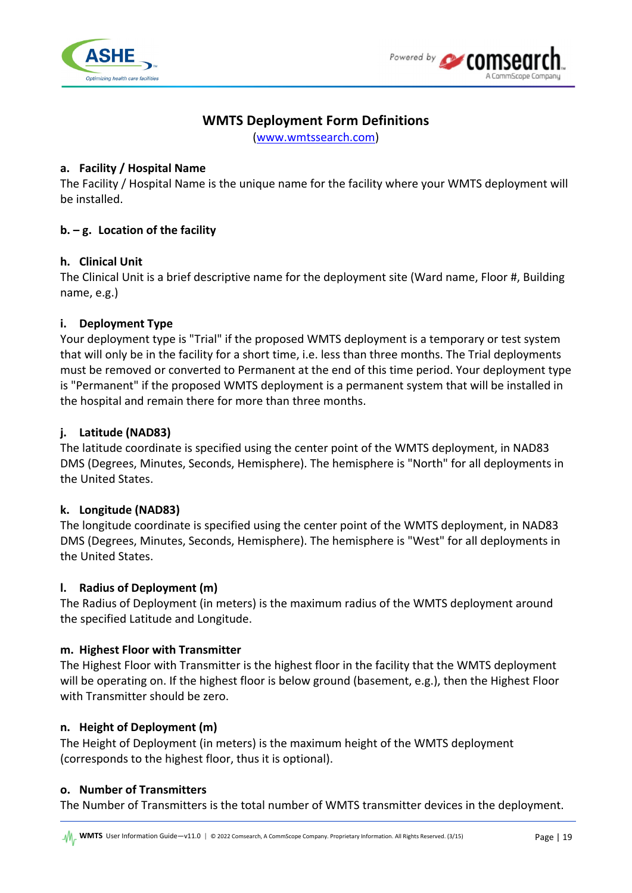# WMTS Deployment Form Definitions

(www.wmtssearch.com)

### a. Facility / Hospital Name

The Facility / Hospital Name is the unique name for the facility where your WMTS deployment will be installed.

### b. – g. Location of the facility

### h. Clinical Unit

The Clinical Unit is a brief descriptive name for the deployment site (Ward name, Floor #, Building name, e.g.)

### i. Deployment Type

Your deployment type is "Trial" if the proposed WMTS deployment is a temporary or test system that will only be in the facility for a short time, i.e. less than three months. The Trial deployments must be removed or converted to Permanent at the end of this time period. Your deployment type is "Permanent" if the proposed WMTS deployment is a permanent system that will be installed in the hospital and remain there for more than three months.

### j. Latitude (NAD83)

The latitude coordinate is specified using the center point of the WMTS deployment, in NAD83 DMS (Degrees, Minutes, Seconds, Hemisphere). The hemisphere is "North" for all deployments in the United States.

### k. Longitude (NAD83)

The longitude coordinate is specified using the center point of the WMTS deployment, in NAD83 DMS (Degrees, Minutes, Seconds, Hemisphere). The hemisphere is "West" for all deployments in the United States.

### l. Radius of Deployment (m)

The Radius of Deployment (in meters) is the maximum radius of the WMTS deployment around the specified Latitude and Longitude.

### m. Highest Floor with Transmitter

The Highest Floor with Transmitter is the highest floor in the facility that the WMTS deployment will be operating on. If the highest floor is below ground (basement, e.g.), then the Highest Floor with Transmitter should be zero.

### n. Height of Deployment (m)

The Height of Deployment (in meters) is the maximum height of the WMTS deployment (corresponds to the highest floor, thus it is optional).

### o. Number of Transmitters

The Number of Transmitters is the total number of WMTS transmitter devices in the deployment.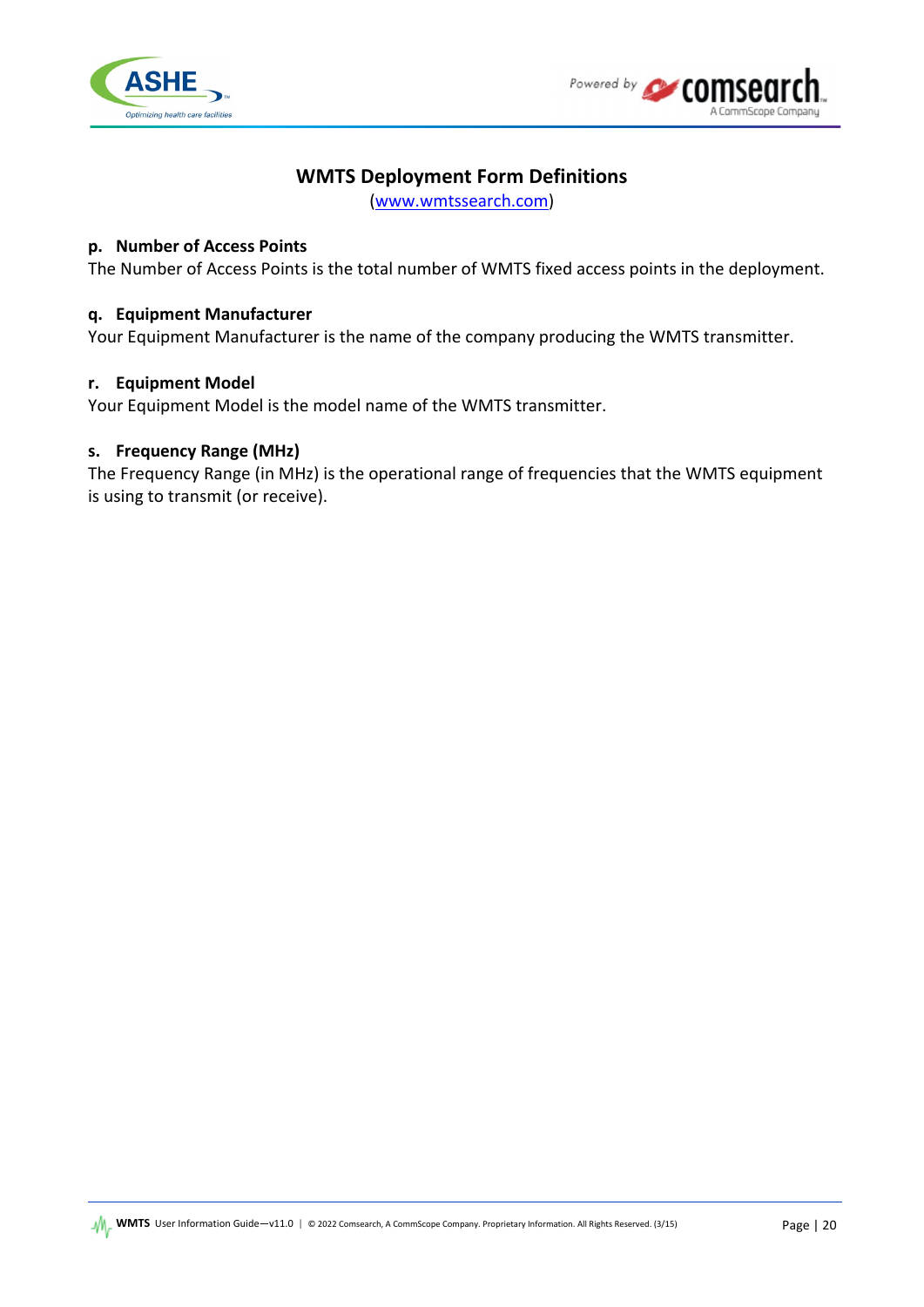## WMTS Deployment Form Definitions

(www.wmtssearch.com)

### p. Number of Access Points

The Number of Access Points is the total number of WMTS fixed access points in the deployment.

### q. Equipment Manufacturer

Your Equipment Manufacturer is the name of the company producing the WMTS transmitter.

### r. Equipment Model

Your Equipment Model is the model name of the WMTS transmitter.

### s. Frequency Range (MHz)

The Frequency Range (in MHz) is the operational range of frequencies that the WMTS equipment is using to transmit (or receive).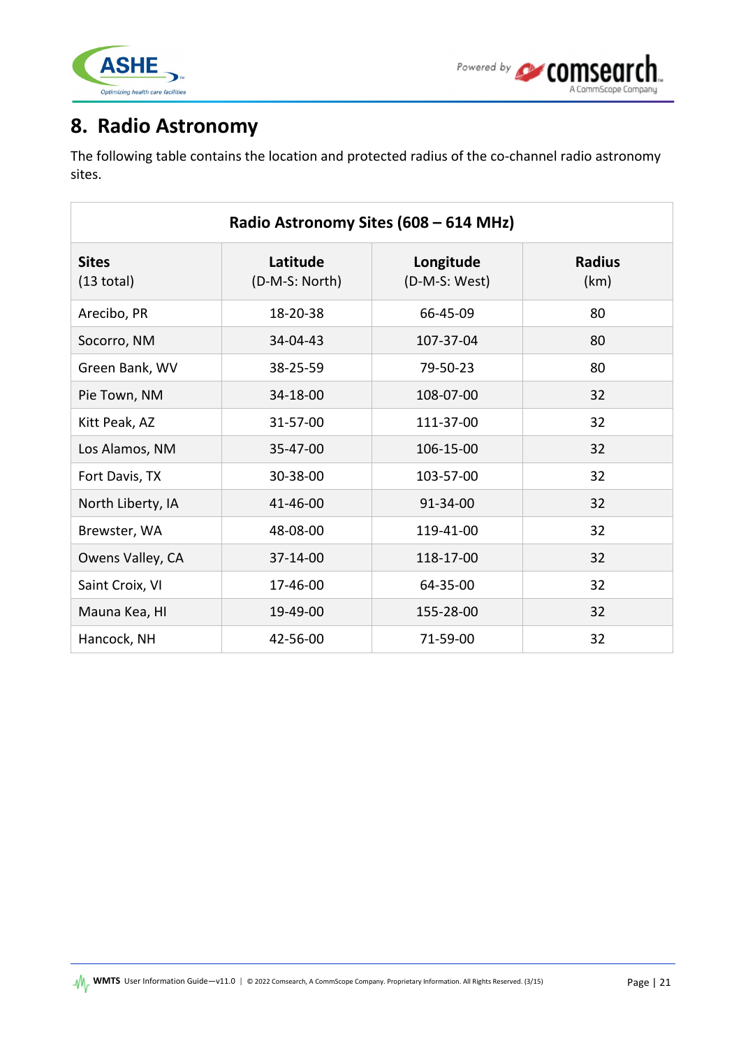## 8. Radio Astronomy

The following table contains the location and protected radius of the co-channel radio astronomy sites.

| Radio Astronomy Sites (608 – 614 MHz) | | | |
|---|---|---|---|
| **Sites** (13 total) | **Latitude** (D-M-S: North) | **Longitude** (D-M-S: West) | **Radius** (km) |
| Arecibo, PR | 18-20-38 | 66-45-09 | 80 |
| Socorro, NM | 34-04-43 | 107-37-04 | 80 |
| Green Bank, WV | 38-25-59 | 79-50-23 | 80 |
| Pie Town, NM | 34-18-00 | 108-07-00 | 32 |
| Kitt Peak, AZ | 31-57-00 | 111-37-00 | 32 |
| Los Alamos, NM | 35-47-00 | 106-15-00 | 32 |
| Fort Davis, TX | 30-38-00 | 103-57-00 | 32 |
| North Liberty, IA | 41-46-00 | 91-34-00 | 32 |
| Brewster, WA | 48-08-00 | 119-41-00 | 32 |
| Owens Valley, CA | 37-14-00 | 118-17-00 | 32 |
| Saint Croix, VI | 17-46-00 | 64-35-00 | 32 |
| Mauna Kea, HI | 19-49-00 | 155-28-00 | 32 |
| Hancock, NH | 42-56-00 | 71-59-00 | 32 |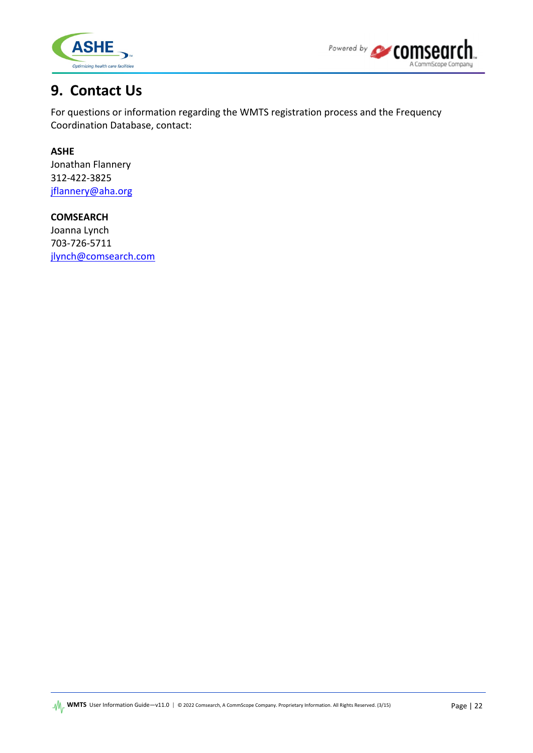# 9. Contact Us

For questions or information regarding the WMTS registration process and the Frequency Coordination Database, contact:

**ASHE**
Jonathan Flannery
312-422-3825
jflannery@aha.org

**COMSEARCH**
Joanna Lynch
703-726-5711
jlynch@comsearch.com